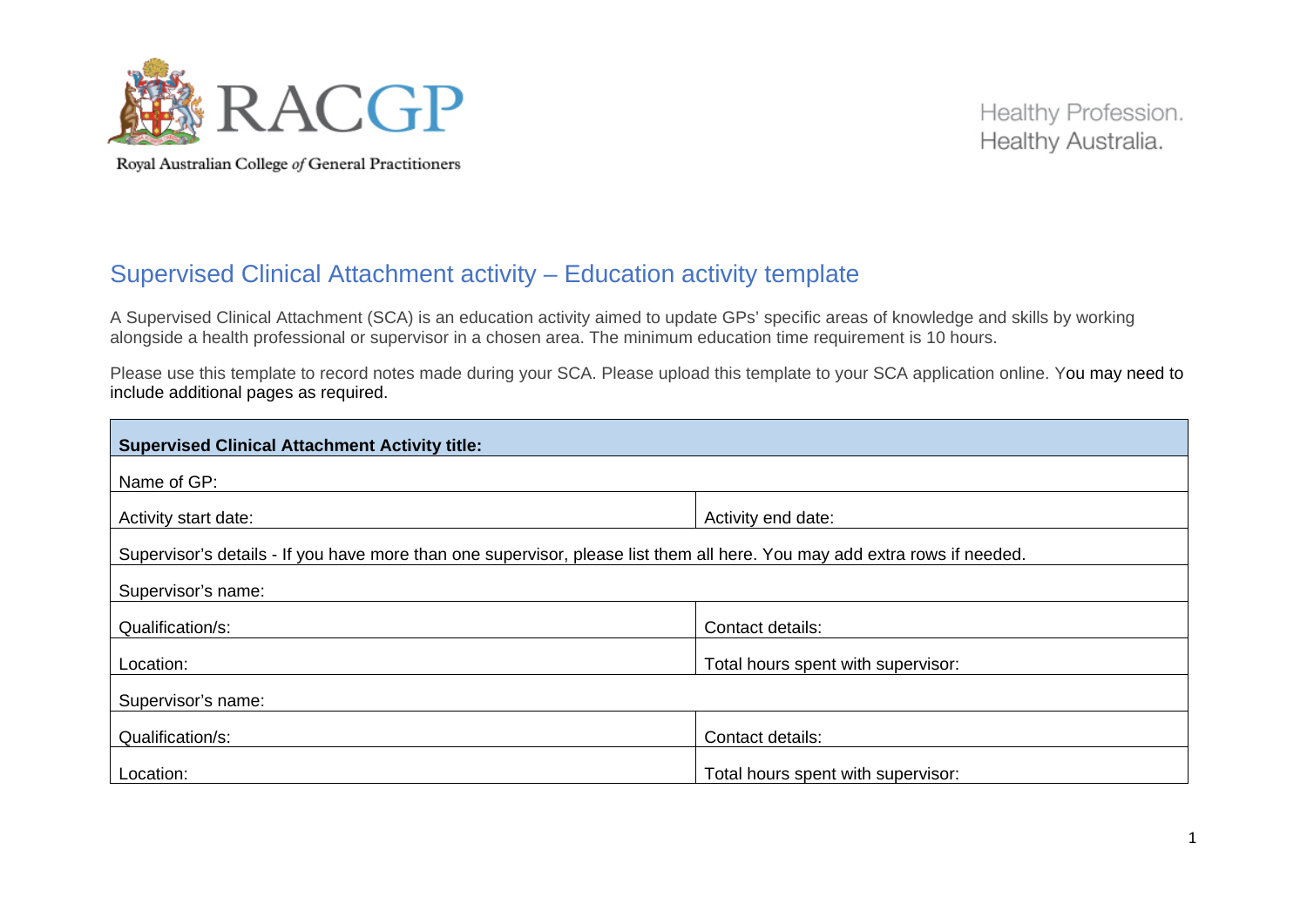Royal Australian College of General Practitioners

Healthy Profession.
Healthy Australia.

# Supervised Clinical Attachment activity – Education activity template

A Supervised Clinical Attachment (SCA) is an education activity aimed to update GPs' specific areas of knowledge and skills by working alongside a health professional or supervisor in a chosen area. The minimum education time requirement is 10 hours.

Please use this template to record notes made during your SCA. Please upload this template to your SCA application online. You may need to include additional pages as required.

| **Supervised Clinical Attachment Activity title:** | |
|---|---|
| Name of GP: | |
| Activity start date: | Activity end date: |
| Supervisor's details - If you have more than one supervisor, please list them all here. You may add extra rows if needed. | |
| Supervisor's name: | |
| Qualification/s: | Contact details: |
| Location: | Total hours spent with supervisor: |
| Supervisor's name: | |
| Qualification/s: | Contact details: |
| Location: | Total hours spent with supervisor: |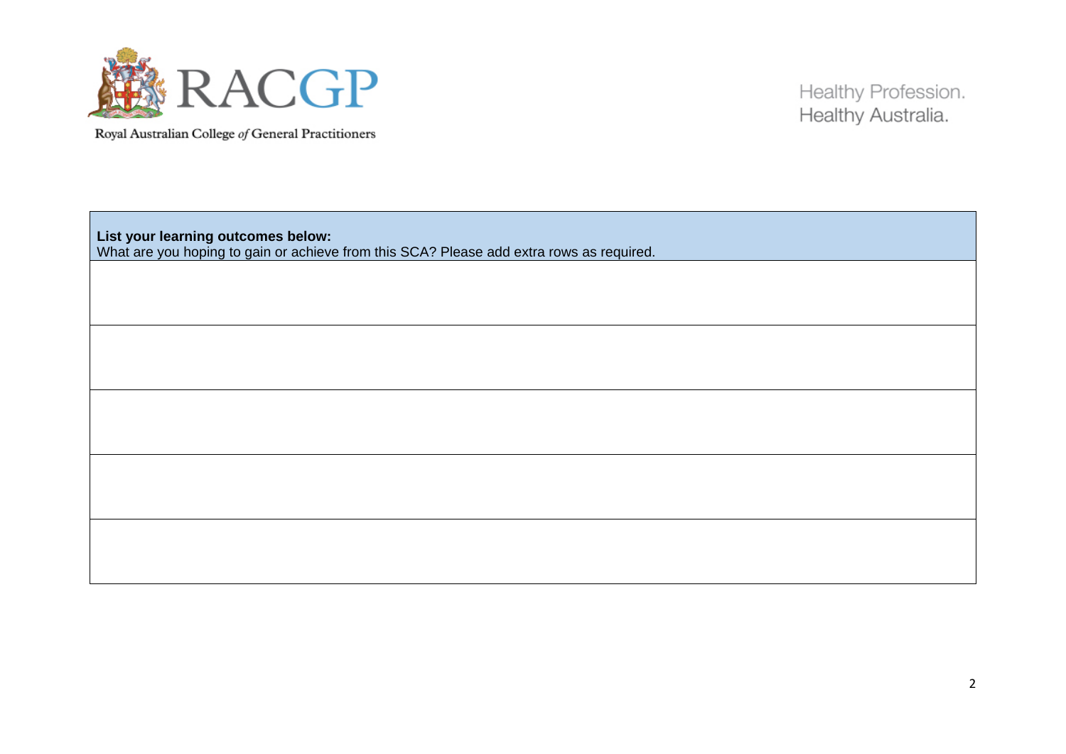| **List your learning outcomes below:**<br>What are you hoping to gain or achieve from this SCA? Please add extra rows as required. |
| --- |
| |
| |
| |
| |
| |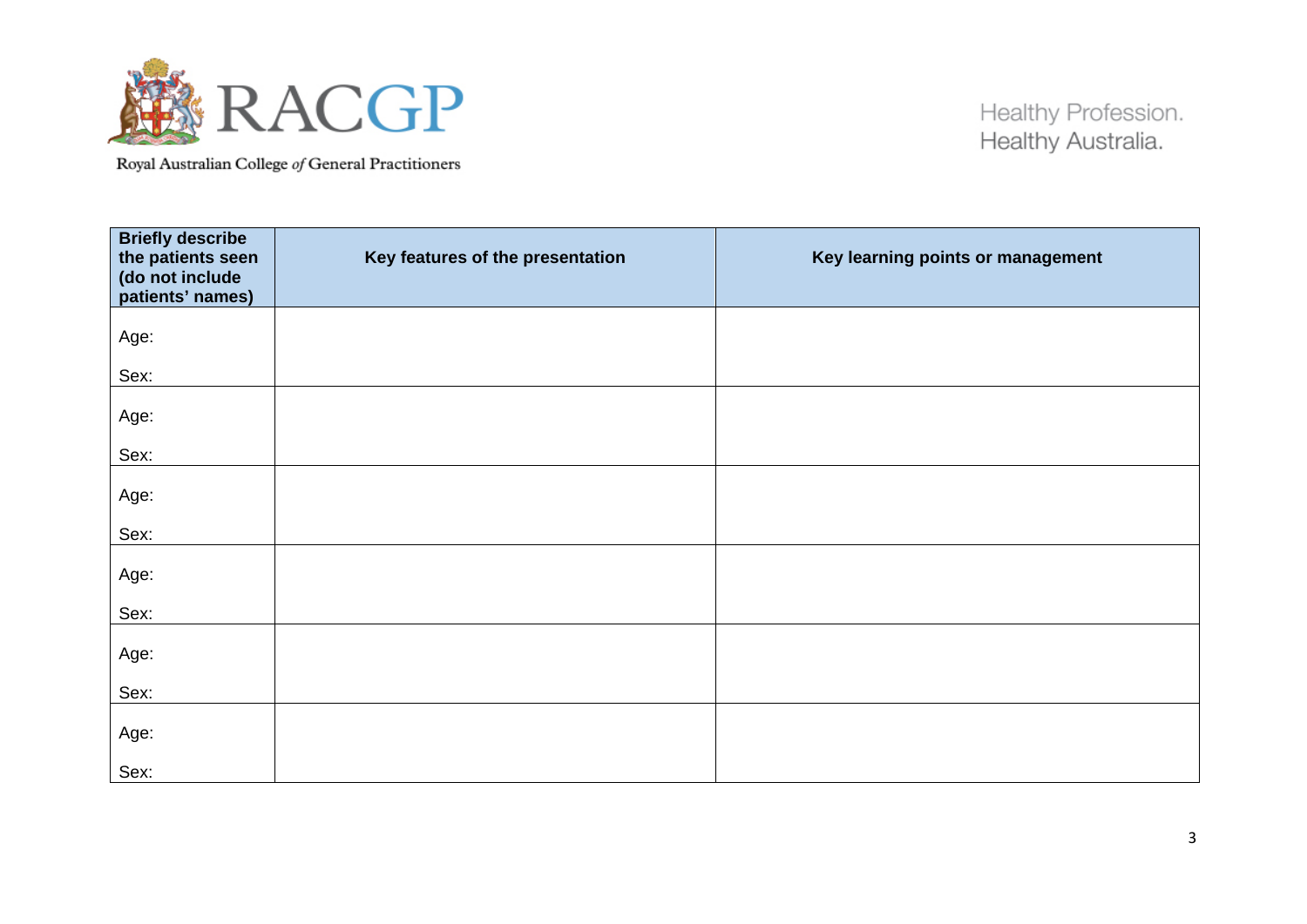Royal Australian College of General Practitioners

Healthy Profession.
Healthy Australia.

| Briefly describe the patients seen (do not include patients' names) | Key features of the presentation | Key learning points or management |
|---|---|---|
| Age:<br><br>Sex: | | |
| Age:<br><br>Sex: | | |
| Age:<br><br>Sex: | | |
| Age:<br><br>Sex: | | |
| Age:<br><br>Sex: | | |
| Age:<br><br>Sex: | | |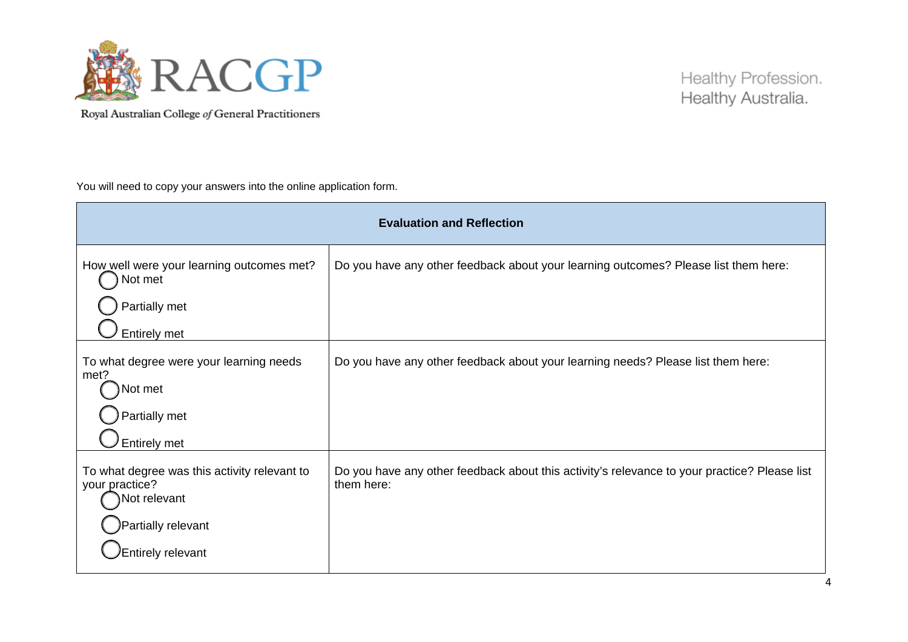Royal Australian College of General Practitioners

Healthy Profession.
Healthy Australia.

You will need to copy your answers into the online application form.

| Evaluation and Reflection | |
|---|---|
| How well were your learning outcomes met?<br>◯ Not met<br>◯ Partially met<br>◯ Entirely met | Do you have any other feedback about your learning outcomes? Please list them here: |
| To what degree were your learning needs met?<br>◯ Not met<br>◯ Partially met<br>◯ Entirely met | Do you have any other feedback about your learning needs? Please list them here: |
| To what degree was this activity relevant to your practice?<br>◯ Not relevant<br>◯ Partially relevant<br>◯ Entirely relevant | Do you have any other feedback about this activity's relevance to your practice? Please list them here: |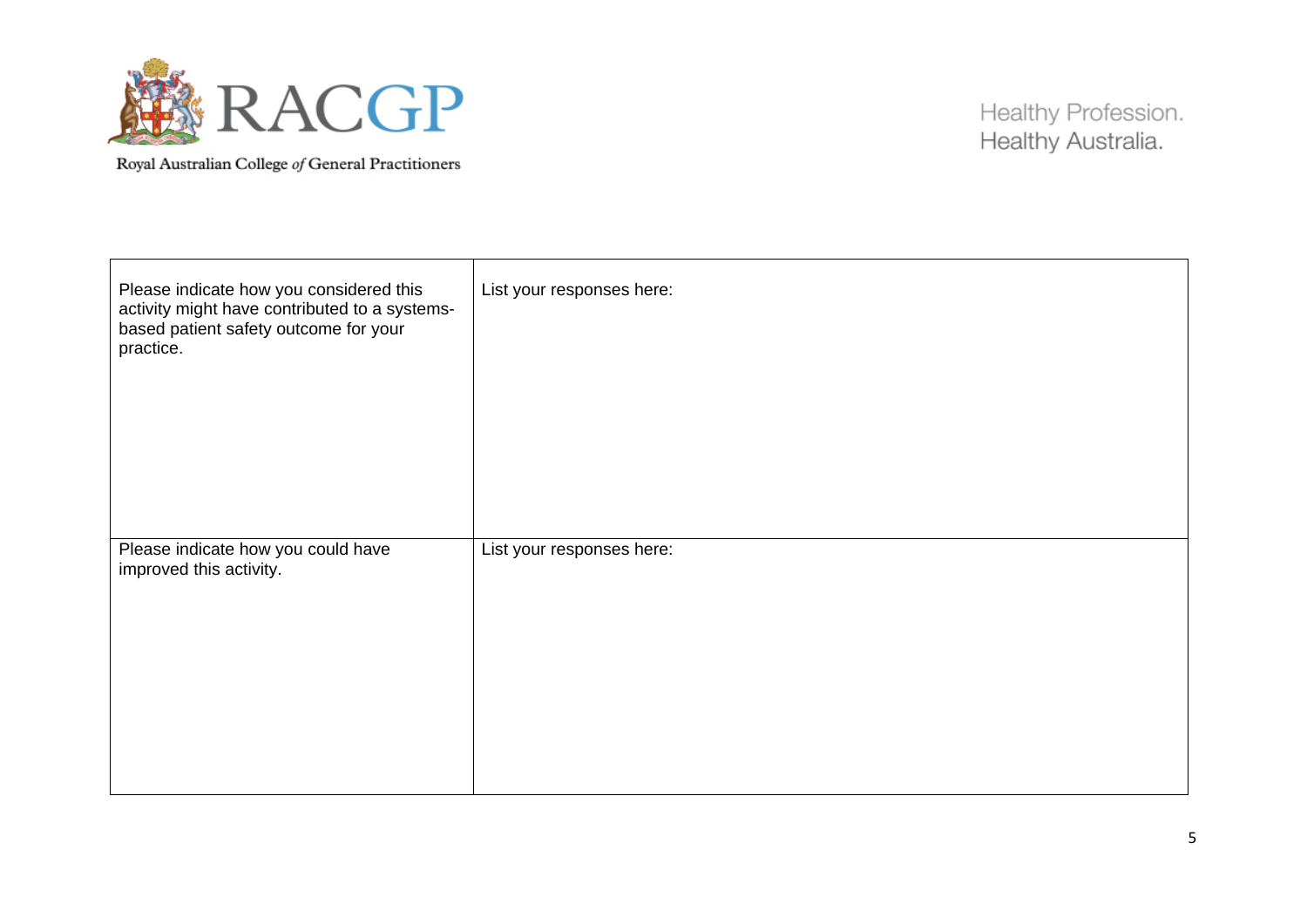| | |
|---|---|
| Please indicate how you considered this activity might have contributed to a systems-based patient safety outcome for your practice. | List your responses here: |
| Please indicate how you could have improved this activity. | List your responses here: |